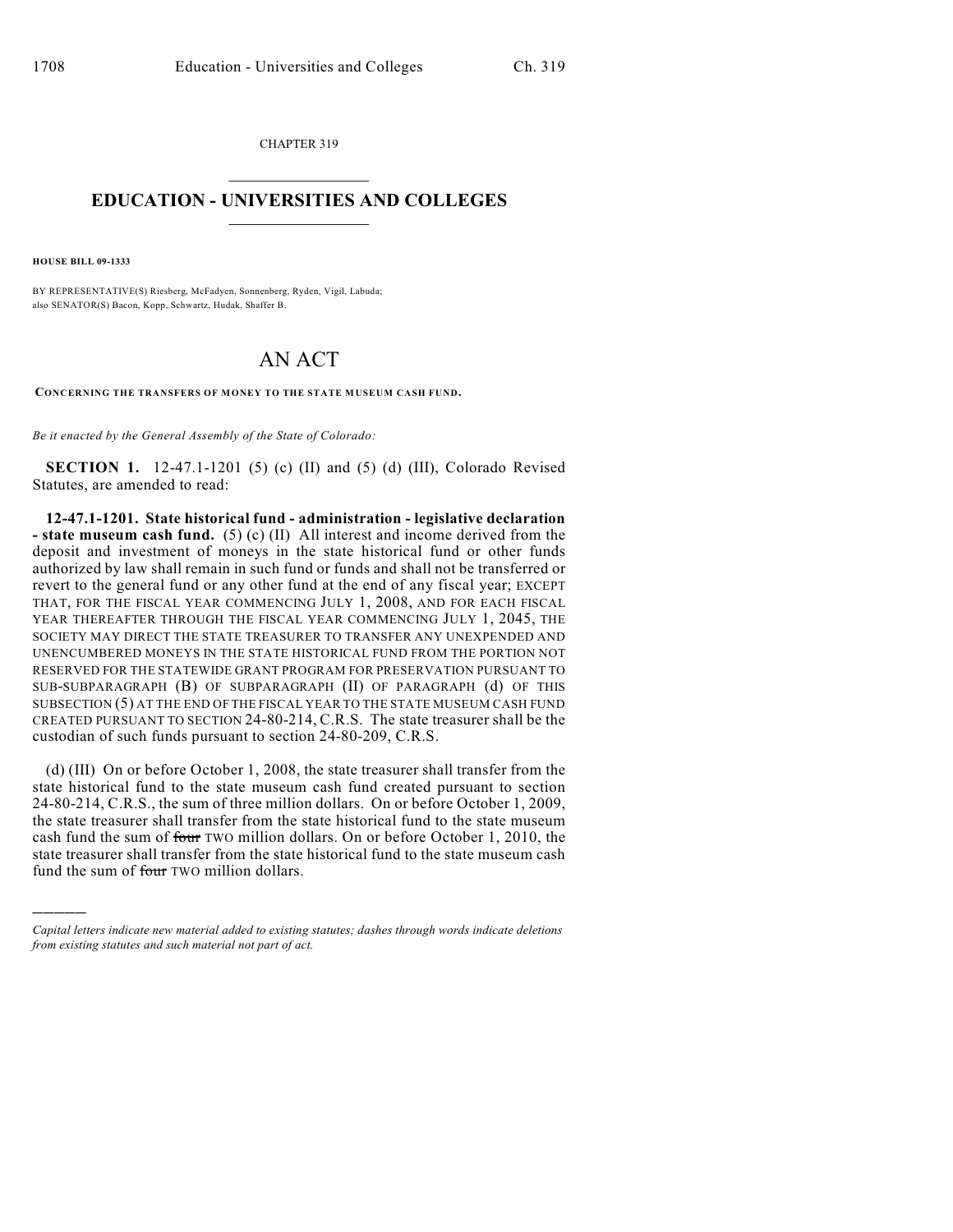CHAPTER 319

# EDUCATION - UNIVERSITIES AND COLLEGES

**HOUSE BILL 09-1333**

BY REPRESENTATIVE(S) Riesberg, McFadyen, Sonnenberg, Ryden, Vigil, Labuda; also SENATOR(S) Bacon, Kopp, Schwartz, Hudak, Shaffer B.

# AN ACT

**CONCERNING THE TRANSFERS OF MONEY TO THE STATE MUSEUM CASH FUND.**

*Be it enacted by the General Assembly of the State of Colorado:*

**SECTION 1.** 12-47.1-1201 (5) (c) (II) and (5) (d) (III), Colorado Revised Statutes, are amended to read:

**12-47.1-1201. State historical fund - administration - legislative declaration - state museum cash fund.** (5) (c) (II) All interest and income derived from the deposit and investment of moneys in the state historical fund or other funds authorized by law shall remain in such fund or funds and shall not be transferred or revert to the general fund or any other fund at the end of any fiscal year; EXCEPT THAT, FOR THE FISCAL YEAR COMMENCING JULY 1, 2008, AND FOR EACH FISCAL YEAR THEREAFTER THROUGH THE FISCAL YEAR COMMENCING JULY 1, 2045, THE SOCIETY MAY DIRECT THE STATE TREASURER TO TRANSFER ANY UNEXPENDED AND UNENCUMBERED MONEYS IN THE STATE HISTORICAL FUND FROM THE PORTION NOT RESERVED FOR THE STATEWIDE GRANT PROGRAM FOR PRESERVATION PURSUANT TO SUB-SUBPARAGRAPH (B) OF SUBPARAGRAPH (II) OF PARAGRAPH (d) OF THIS SUBSECTION (5) AT THE END OF THE FISCAL YEAR TO THE STATE MUSEUM CASH FUND CREATED PURSUANT TO SECTION 24-80-214, C.R.S. The state treasurer shall be the custodian of such funds pursuant to section 24-80-209, C.R.S.

(d) (III) On or before October 1, 2008, the state treasurer shall transfer from the state historical fund to the state museum cash fund created pursuant to section 24-80-214, C.R.S., the sum of three million dollars. On or before October 1, 2009, the state treasurer shall transfer from the state historical fund to the state museum cash fund the sum of ~~four~~ TWO million dollars. On or before October 1, 2010, the state treasurer shall transfer from the state historical fund to the state museum cash fund the sum of ~~four~~ TWO million dollars.

---

*Capital letters indicate new material added to existing statutes; dashes through words indicate deletions from existing statutes and such material not part of act.*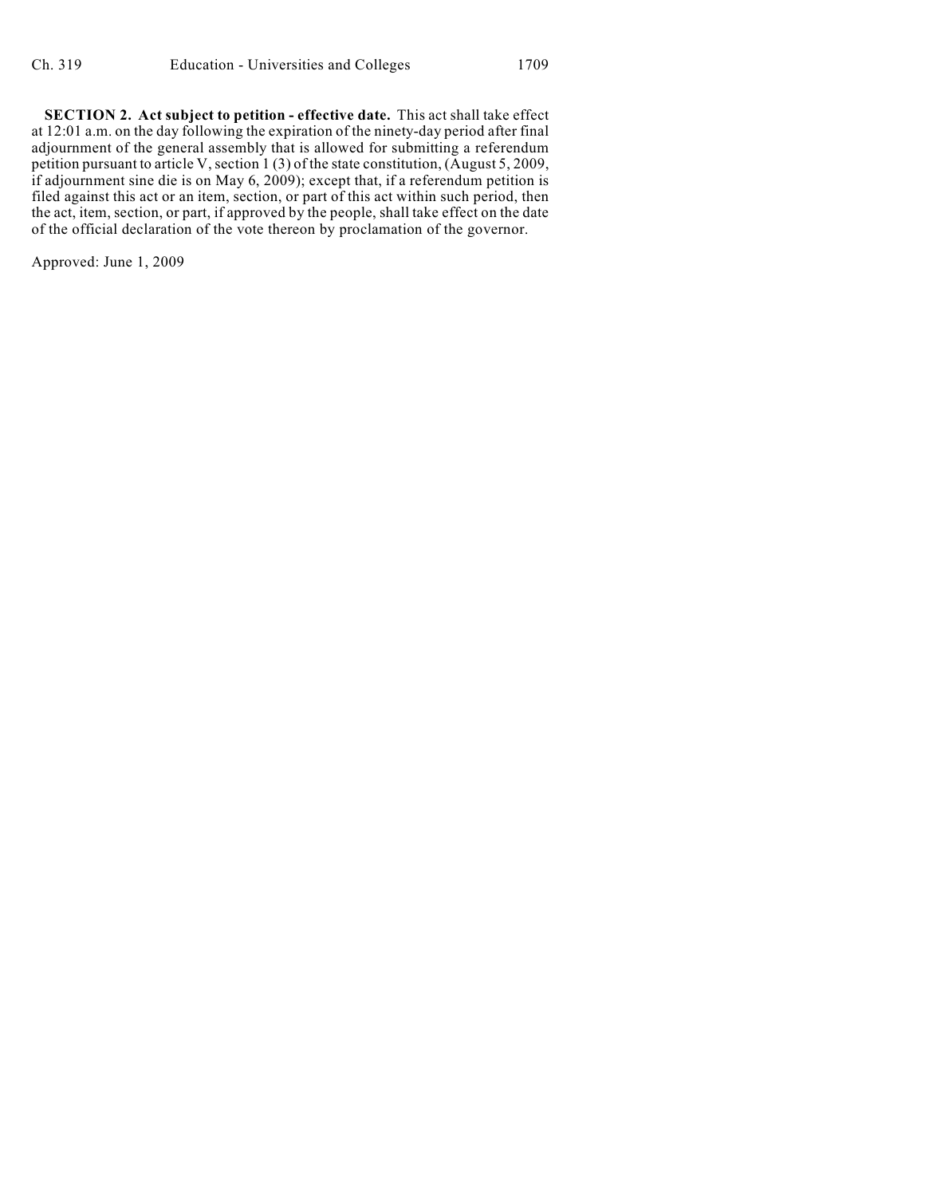**SECTION 2. Act subject to petition - effective date.** This act shall take effect at 12:01 a.m. on the day following the expiration of the ninety-day period after final adjournment of the general assembly that is allowed for submitting a referendum petition pursuant to article V, section 1 (3) of the state constitution, (August 5, 2009, if adjournment sine die is on May 6, 2009); except that, if a referendum petition is filed against this act or an item, section, or part of this act within such period, then the act, item, section, or part, if approved by the people, shall take effect on the date of the official declaration of the vote thereon by proclamation of the governor.

Approved: June 1, 2009